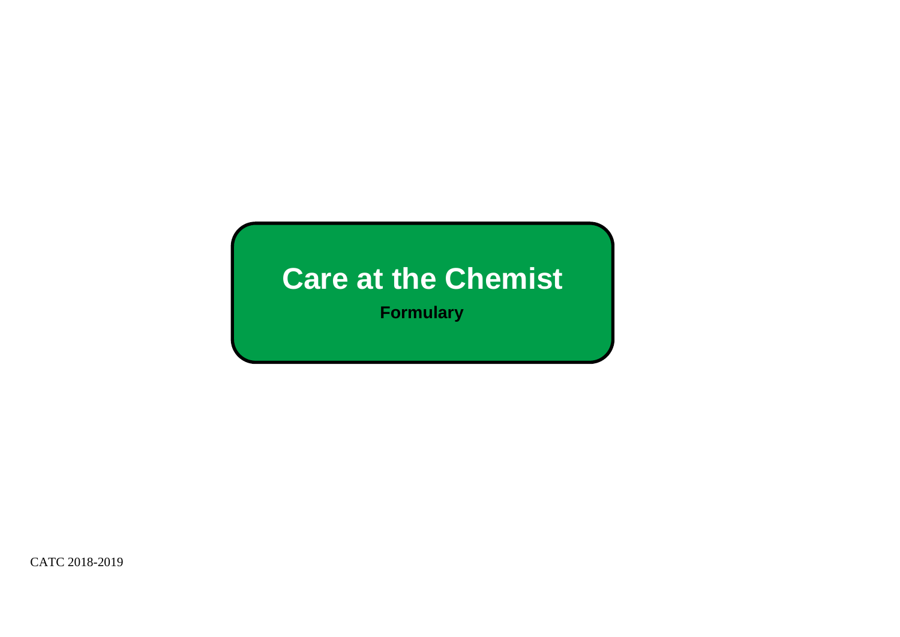# Care at the Chemist

**Formulary**

CATC 2018-2019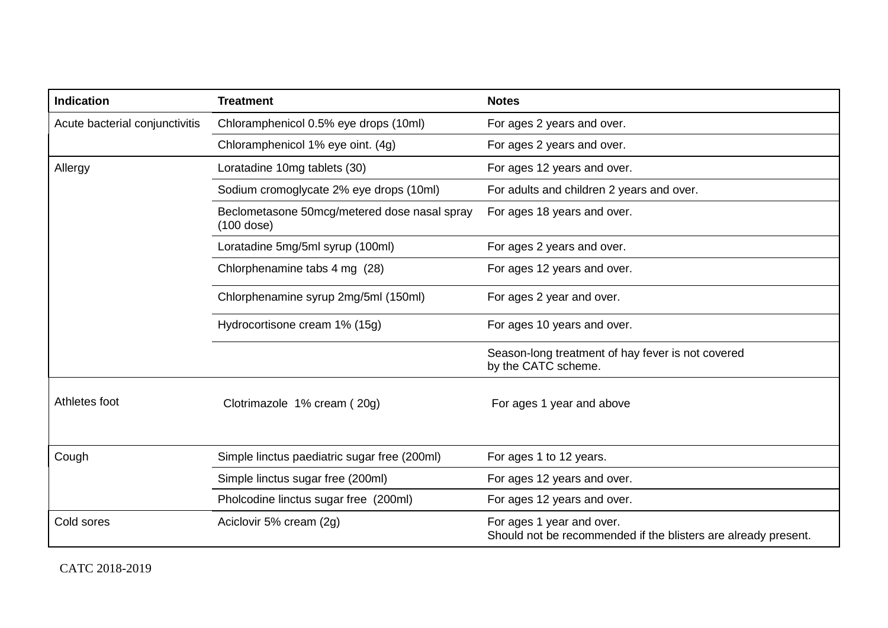| Indication | Treatment | Notes |
|---|---|---|
| Acute bacterial conjunctivitis | Chloramphenicol 0.5% eye drops (10ml) | For ages 2 years and over. |
| | Chloramphenicol 1% eye oint. (4g) | For ages 2 years and over. |
| Allergy | Loratadine 10mg tablets (30) | For ages 12 years and over. |
| | Sodium cromoglycate 2% eye drops (10ml) | For adults and children 2 years and over. |
| | Beclometasone 50mcg/metered dose nasal spray (100 dose) | For ages 18 years and over. |
| | Loratadine 5mg/5ml syrup (100ml) | For ages 2 years and over. |
| | Chlorphenamine tabs 4 mg (28) | For ages 12 years and over. |
| | Chlorphenamine syrup 2mg/5ml (150ml) | For ages 2 year and over. |
| | Hydrocortisone cream 1% (15g) | For ages 10 years and over. |
| | | Season-long treatment of hay fever is not covered by the CATC scheme. |
| Athletes foot | Clotrimazole 1% cream ( 20g) | For ages 1 year and above |
| Cough | Simple linctus paediatric sugar free (200ml) | For ages 1 to 12 years. |
| | Simple linctus sugar free (200ml) | For ages 12 years and over. |
| | Pholcodine linctus sugar free (200ml) | For ages 12 years and over. |
| Cold sores | Aciclovir 5% cream (2g) | For ages 1 year and over. Should not be recommended if the blisters are already present. |

CATC 2018-2019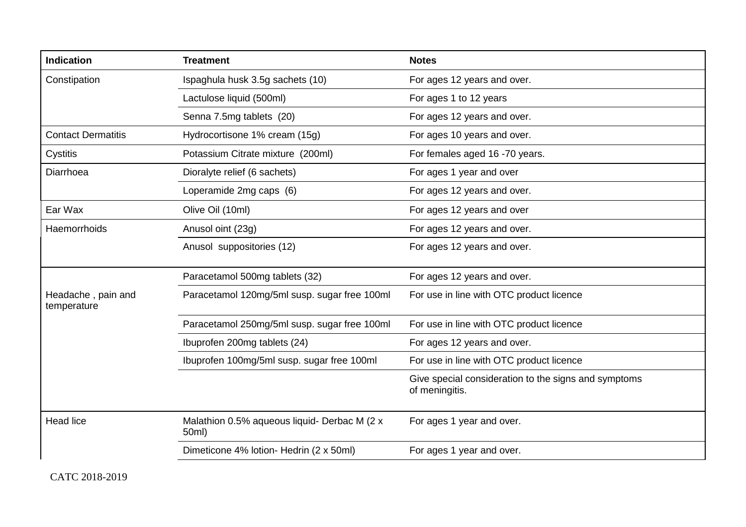| Indication | Treatment | Notes |
| --- | --- | --- |
| Constipation | Ispaghula husk 3.5g sachets (10) | For ages 12 years and over. |
| | Lactulose liquid (500ml) | For ages 1 to 12 years |
| | Senna 7.5mg tablets (20) | For ages 12 years and over. |
| Contact Dermatitis | Hydrocortisone 1% cream (15g) | For ages 10 years and over. |
| Cystitis | Potassium Citrate mixture (200ml) | For females aged 16 -70 years. |
| Diarrhoea | Dioralyte relief (6 sachets) | For ages 1 year and over |
| | Loperamide 2mg caps (6) | For ages 12 years and over. |
| Ear Wax | Olive Oil (10ml) | For ages 12 years and over |
| Haemorrhoids | Anusol oint (23g) | For ages 12 years and over. |
| | Anusol suppositories (12) | For ages 12 years and over. |
| Headache , pain and temperature | Paracetamol 500mg tablets (32) | For ages 12 years and over. |
| | Paracetamol 120mg/5ml susp. sugar free 100ml | For use in line with OTC product licence |
| | Paracetamol 250mg/5ml susp. sugar free 100ml | For use in line with OTC product licence |
| | Ibuprofen 200mg tablets (24) | For ages 12 years and over. |
| | Ibuprofen 100mg/5ml susp. sugar free 100ml | For use in line with OTC product licence |
| | | Give special consideration to the signs and symptoms of meningitis. |
| Head lice | Malathion 0.5% aqueous liquid- Derbac M (2 x 50ml) | For ages 1 year and over. |
| | Dimeticone 4% lotion- Hedrin (2 x 50ml) | For ages 1 year and over. |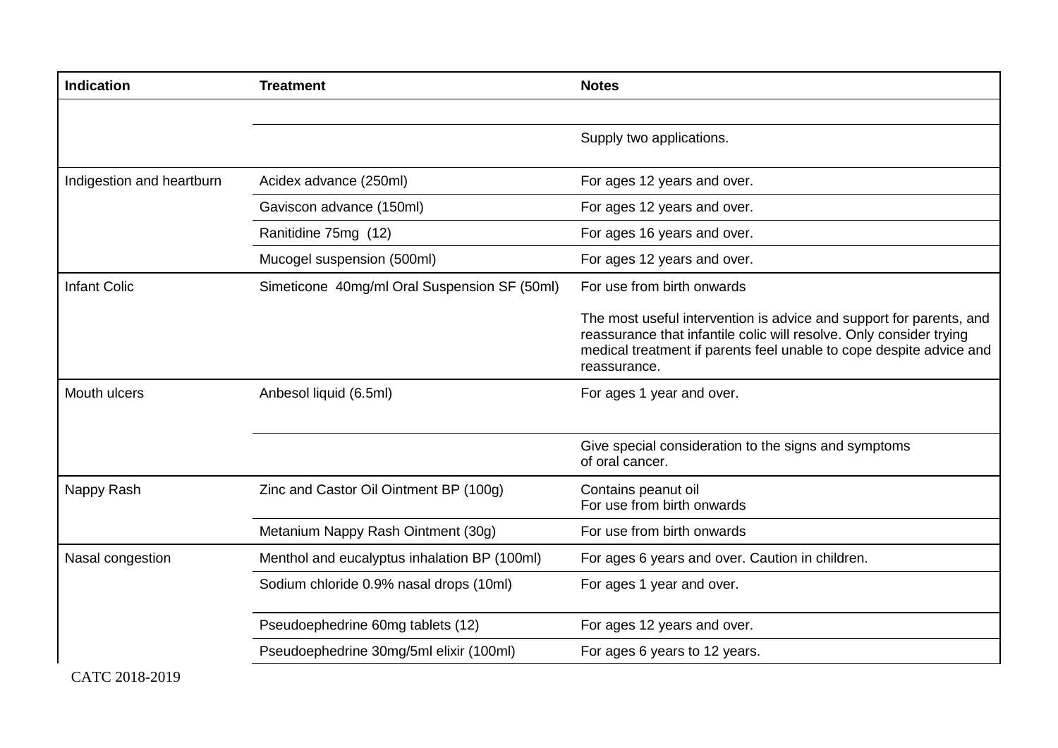| Indication | Treatment | Notes |
|---|---|---|
| | | |
| | | Supply two applications. |
| Indigestion and heartburn | Acidex advance (250ml) | For ages 12 years and over. |
| | Gaviscon advance (150ml) | For ages 12 years and over. |
| | Ranitidine 75mg (12) | For ages 16 years and over. |
| | Mucogel suspension (500ml) | For ages 12 years and over. |
| Infant Colic | Simeticone 40mg/ml Oral Suspension SF (50ml) | For use from birth onwards<br><br>The most useful intervention is advice and support for parents, and reassurance that infantile colic will resolve. Only consider trying medical treatment if parents feel unable to cope despite advice and reassurance. |
| Mouth ulcers | Anbesol liquid (6.5ml) | For ages 1 year and over. |
| | | Give special consideration to the signs and symptoms of oral cancer. |
| Nappy Rash | Zinc and Castor Oil Ointment BP (100g) | Contains peanut oil<br>For use from birth onwards |
| | Metanium Nappy Rash Ointment (30g) | For use from birth onwards |
| Nasal congestion | Menthol and eucalyptus inhalation BP (100ml) | For ages 6 years and over. Caution in children. |
| | Sodium chloride 0.9% nasal drops (10ml) | For ages 1 year and over. |
| | Pseudoephedrine 60mg tablets (12) | For ages 12 years and over. |
| | Pseudoephedrine 30mg/5ml elixir (100ml) | For ages 6 years to 12 years. |

CATC 2018-2019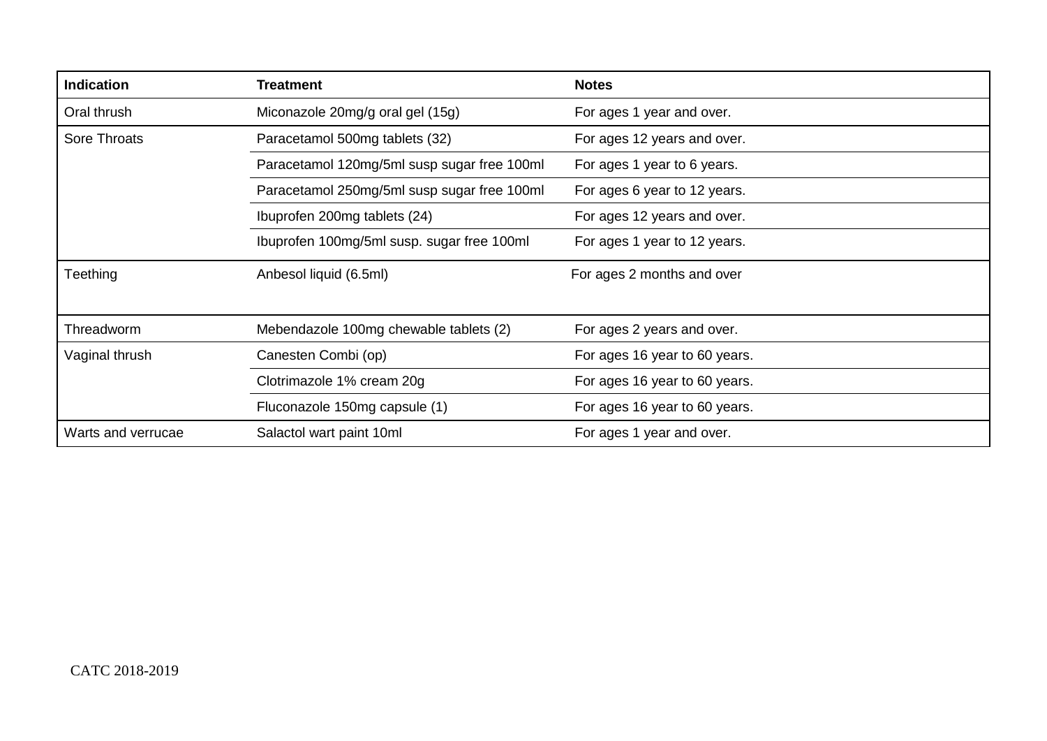| Indication | Treatment | Notes |
|---|---|---|
| Oral thrush | Miconazole 20mg/g oral gel (15g) | For ages 1 year and over. |
| Sore Throats | Paracetamol 500mg tablets (32) | For ages 12 years and over. |
| | Paracetamol 120mg/5ml susp sugar free 100ml | For ages 1 year to 6 years. |
| | Paracetamol 250mg/5ml susp sugar free 100ml | For ages 6 year to 12 years. |
| | Ibuprofen 200mg tablets (24) | For ages 12 years and over. |
| | Ibuprofen 100mg/5ml susp. sugar free 100ml | For ages 1 year to 12 years. |
| Teething | Anbesol liquid (6.5ml) | For ages 2 months and over |
| Threadworm | Mebendazole 100mg chewable tablets (2) | For ages 2 years and over. |
| Vaginal thrush | Canesten Combi (op) | For ages 16 year to 60 years. |
| | Clotrimazole 1% cream 20g | For ages 16 year to 60 years. |
| | Fluconazole 150mg capsule (1) | For ages 16 year to 60 years. |
| Warts and verrucae | Salactol wart paint 10ml | For ages 1 year and over. |

CATC 2018-2019